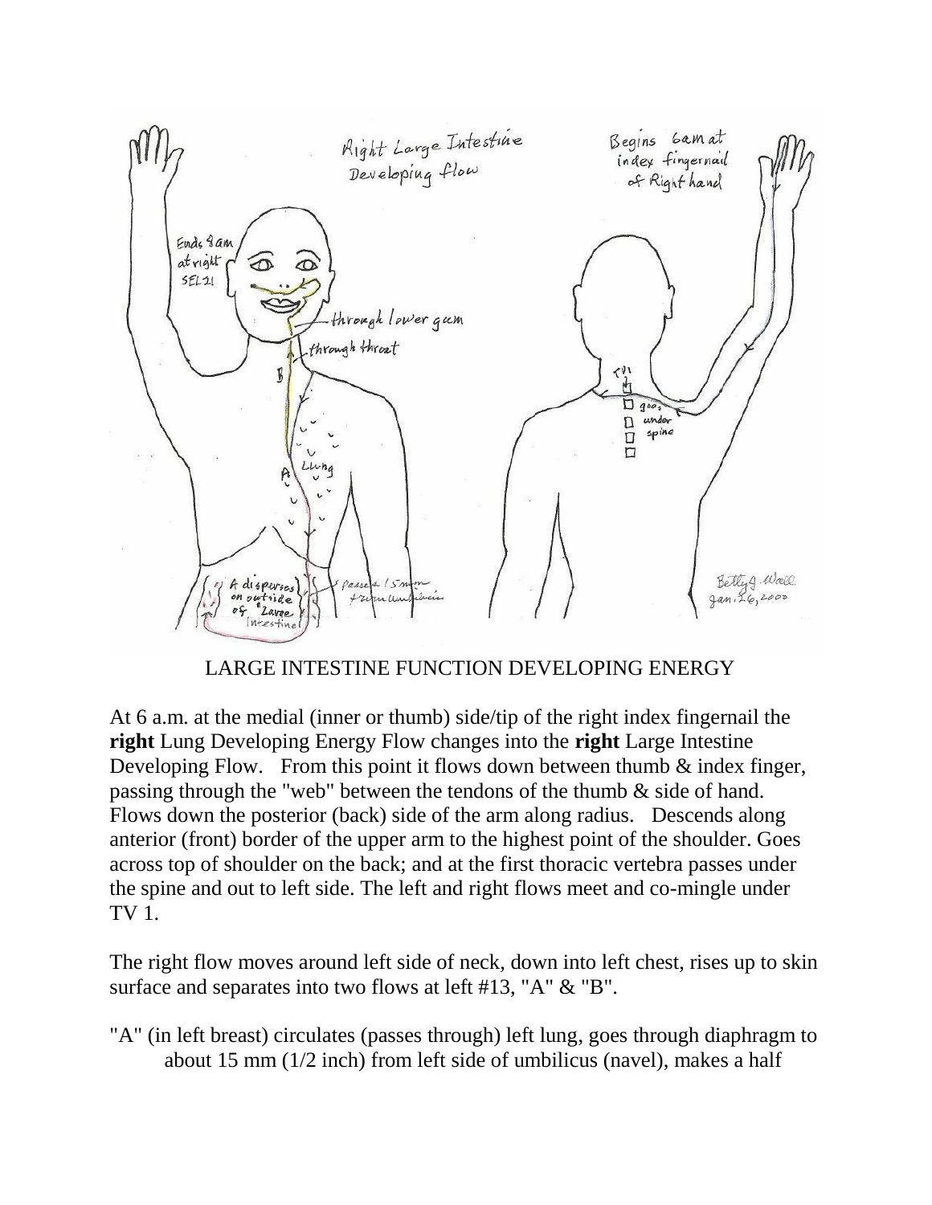LARGE INTESTINE FUNCTION DEVELOPING ENERGY

At 6 a.m. at the medial (inner or thumb) side/tip of the right index fingernail the **right** Lung Developing Energy Flow changes into the **right** Large Intestine Developing Flow. From this point it flows down between thumb & index finger, passing through the "web" between the tendons of the thumb & side of hand. Flows down the posterior (back) side of the arm along radius. Descends along anterior (front) border of the upper arm to the highest point of the shoulder. Goes across top of shoulder on the back; and at the first thoracic vertebra passes under the spine and out to left side. The left and right flows meet and co-mingle under TV 1.

The right flow moves around left side of neck, down into left chest, rises up to skin surface and separates into two flows at left #13, "A" & "B".

"A" (in left breast) circulates (passes through) left lung, goes through diaphragm to about 15 mm (1/2 inch) from left side of umbilicus (navel), makes a half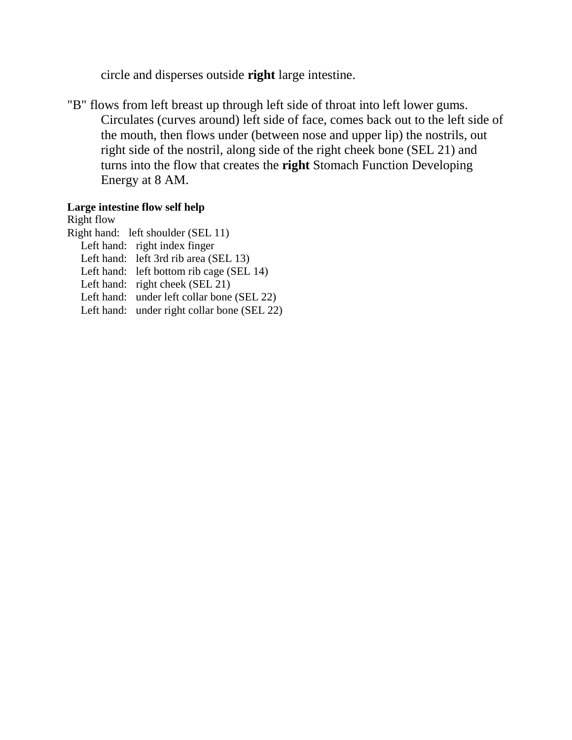circle and disperses outside **right** large intestine.

"B" flows from left breast up through left side of throat into left lower gums. Circulates (curves around) left side of face, comes back out to the left side of the mouth, then flows under (between nose and upper lip) the nostrils, out right side of the nostril, along side of the right cheek bone (SEL 21) and turns into the flow that creates the **right** Stomach Function Developing Energy at 8 AM.

**Large intestine flow self help**

Right flow

Right hand: left shoulder (SEL 11)

- Left hand: right index finger
- Left hand: left 3rd rib area (SEL 13)
- Left hand: left bottom rib cage (SEL 14)
- Left hand: right cheek (SEL 21)
- Left hand: under left collar bone (SEL 22)
- Left hand: under right collar bone (SEL 22)